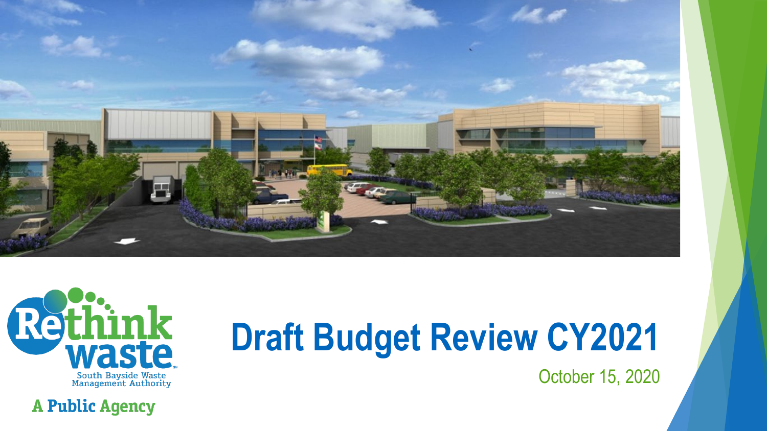Rethink waste

South Bayside Waste Management Authority

A Public Agency

# Draft Budget Review CY2021

October 15, 2020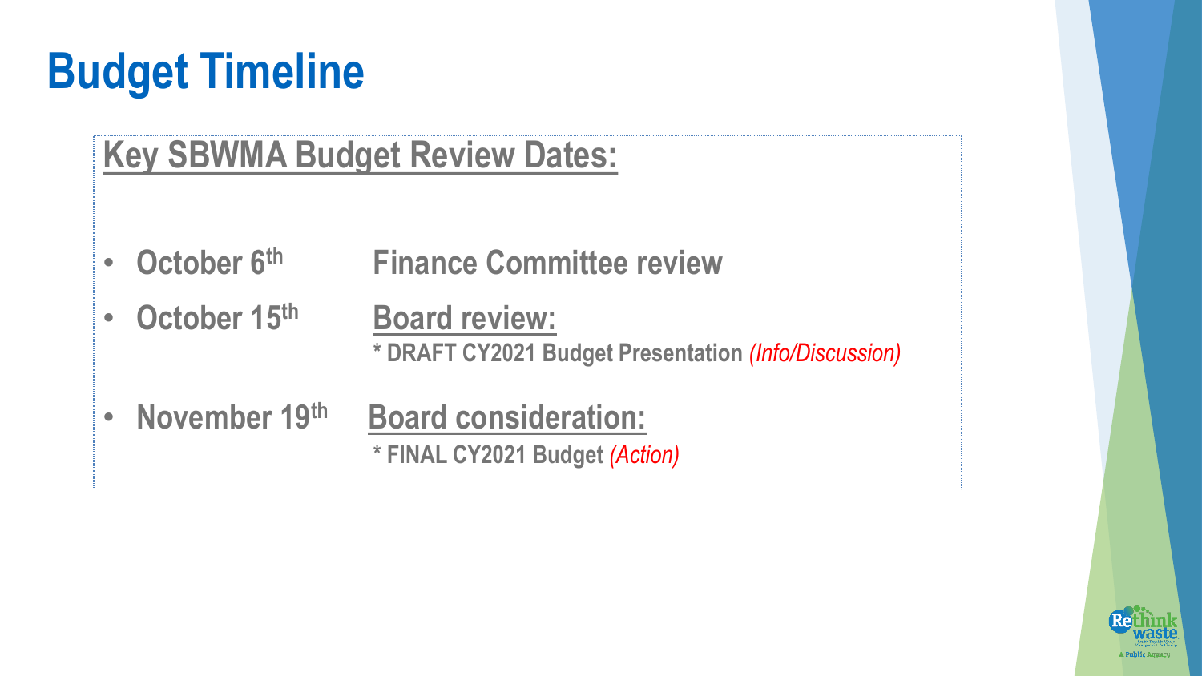# Budget Timeline

## Key SBWMA Budget Review Dates:

- **October 6th** — **Finance Committee review**
- **October 15th** — **Board review:**
  - **DRAFT CY2021 Budget Presentation** *(Info/Discussion)*
- **November 19th** — **Board consideration:**
  - **FINAL CY2021 Budget** *(Action)*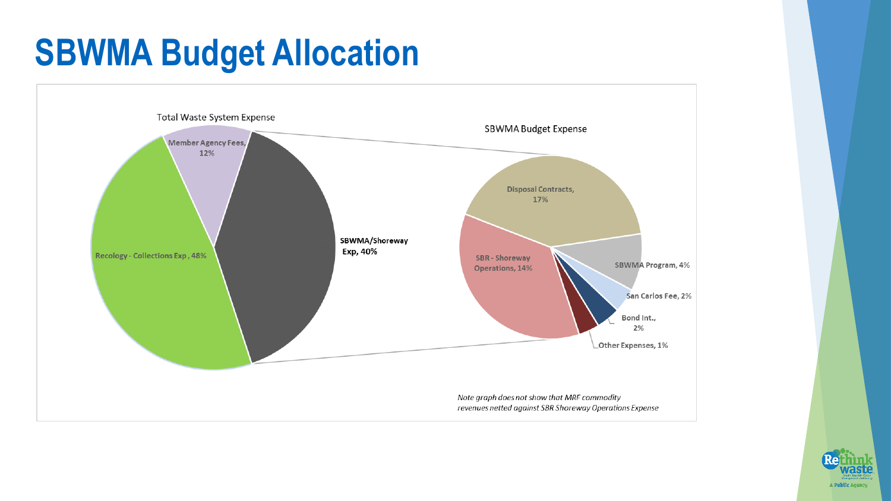# SBWMA Budget Allocation

Total Waste System Expense

- Member Agency Fees, 12%
- Recology - Collections Exp, 48%
- SBWMA/Shoreway Exp, 40%

SBWMA Budget Expense

- Disposal Contracts, 17%
- SBR - Shoreway Operations, 14%
- SBWMA Program, 4%
- San Carlos Fee, 2%
- Bond Int., 2%
- Other Expenses, 1%

*Note graph does not show that MRF commodity revenues netted against SBR Shoreway Operations Expense*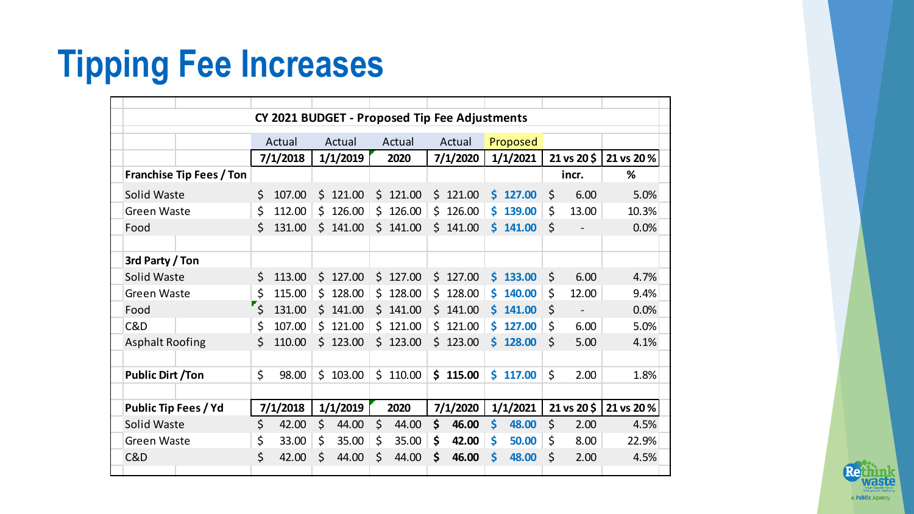# Tipping Fee Increases

| CY 2021 BUDGET - Proposed Tip Fee Adjustments | | | | | | | |
|---|---|---|---|---|---|---|---|
| | Actual | Actual | Actual | Actual | Proposed | | |
| | 7/1/2018 | 1/1/2019 | 2020 | 7/1/2020 | 1/1/2021 | 21 vs 20 $ | 21 vs 20 % |
| **Franchise Tip Fees / Ton** | | | | | | incr. | % |
| Solid Waste | $ 107.00 | $ 121.00 | $ 121.00 | $ 121.00 | **$ 127.00** | $ 6.00 | 5.0% |
| Green Waste | $ 112.00 | $ 126.00 | $ 126.00 | $ 126.00 | **$ 139.00** | $ 13.00 | 10.3% |
| Food | $ 131.00 | $ 141.00 | $ 141.00 | $ 141.00 | **$ 141.00** | $ - | 0.0% |
| | | | | | | | |
| **3rd Party / Ton** | | | | | | | |
| Solid Waste | $ 113.00 | $ 127.00 | $ 127.00 | $ 127.00 | **$ 133.00** | $ 6.00 | 4.7% |
| Green Waste | $ 115.00 | $ 128.00 | $ 128.00 | $ 128.00 | **$ 140.00** | $ 12.00 | 9.4% |
| Food | $ 131.00 | $ 141.00 | $ 141.00 | $ 141.00 | **$ 141.00** | $ - | 0.0% |
| C&D | $ 107.00 | $ 121.00 | $ 121.00 | $ 121.00 | **$ 127.00** | $ 6.00 | 5.0% |
| Asphalt Roofing | $ 110.00 | $ 123.00 | $ 123.00 | $ 123.00 | **$ 128.00** | $ 5.00 | 4.1% |
| | | | | | | | |
| **Public Dirt /Ton** | $ 98.00 | $ 103.00 | $ 110.00 | **$ 115.00** | **$ 117.00** | $ 2.00 | 1.8% |
| | | | | | | | |
| **Public Tip Fees / Yd** | **7/1/2018** | **1/1/2019** | **2020** | **7/1/2020** | **1/1/2021** | **21 vs 20 $** | **21 vs 20 %** |
| Solid Waste | $ 42.00 | $ 44.00 | $ 44.00 | **$ 46.00** | **$ 48.00** | $ 2.00 | 4.5% |
| Green Waste | $ 33.00 | $ 35.00 | $ 35.00 | **$ 42.00** | **$ 50.00** | $ 8.00 | 22.9% |
| C&D | $ 42.00 | $ 44.00 | $ 44.00 | **$ 46.00** | **$ 48.00** | $ 2.00 | 4.5% |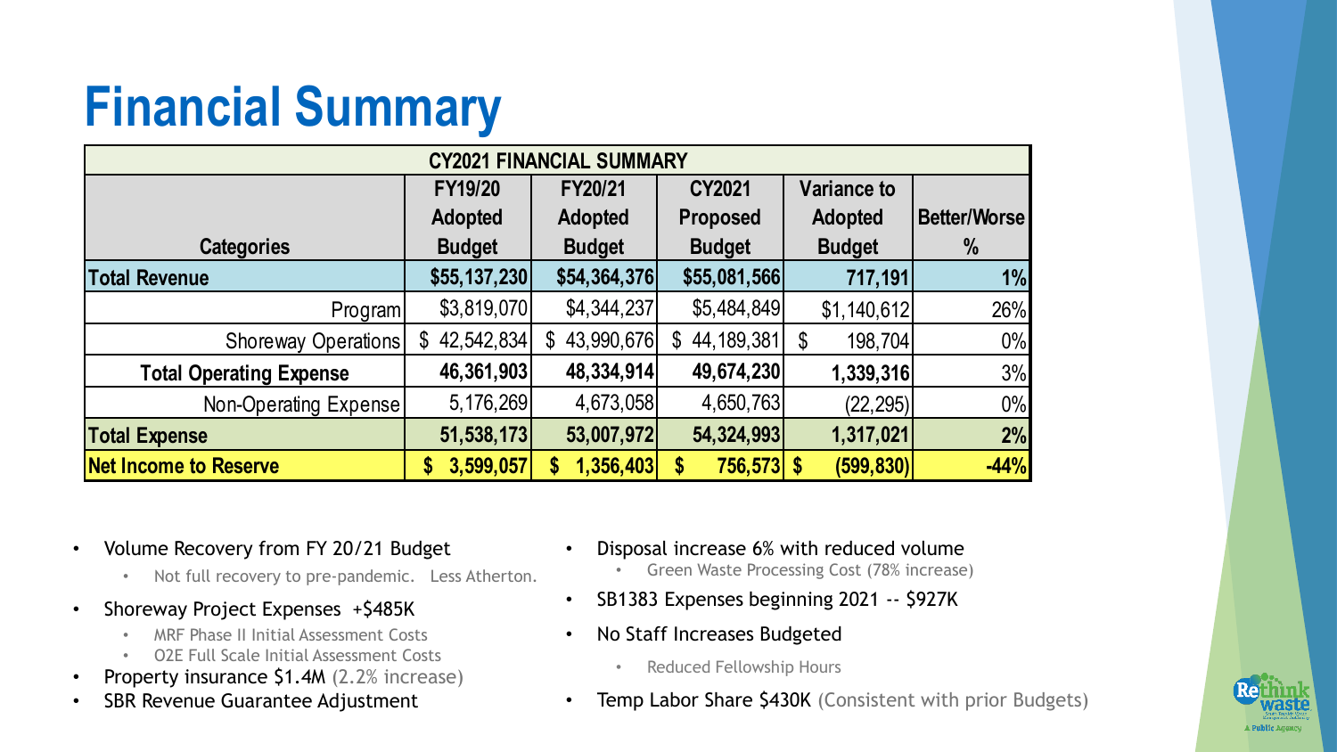# Financial Summary

| CY2021 FINANCIAL SUMMARY | | | | | |
|---|---|---|---|---|---|
| Categories | FY19/20 Adopted Budget | FY20/21 Adopted Budget | CY2021 Proposed Budget | Variance to Adopted Budget | Better/Worse % |
| **Total Revenue** | **$55,137,230** | **$54,364,376** | **$55,081,566** | **717,191** | **1%** |
| Program | $3,819,070 | $4,344,237 | $5,484,849 | $1,140,612 | 26% |
| Shoreway Operations | $ 42,542,834 | $ 43,990,676 | $ 44,189,381 | $ 198,704 | 0% |
| **Total Operating Expense** | **46,361,903** | **48,334,914** | **49,674,230** | **1,339,316** | 3% |
| Non-Operating Expense | 5,176,269 | 4,673,058 | 4,650,763 | (22,295) | 0% |
| **Total Expense** | **51,538,173** | **53,007,972** | **54,324,993** | **1,317,021** | **2%** |
| **Net Income to Reserve** | **$ 3,599,057** | **$ 1,356,403** | **$ 756,573** | **$ (599,830)** | **-44%** |

- Volume Recovery from FY 20/21 Budget
  - Not full recovery to pre-pandemic. Less Atherton.
- Shoreway Project Expenses +$485K
  - MRF Phase II Initial Assessment Costs
  - O2E Full Scale Initial Assessment Costs
- Property insurance $1.4M (2.2% increase)
- SBR Revenue Guarantee Adjustment
- Disposal increase 6% with reduced volume
  - Green Waste Processing Cost (78% increase)
- SB1383 Expenses beginning 2021 -- $927K
- No Staff Increases Budgeted
  - Reduced Fellowship Hours
- Temp Labor Share $430K (Consistent with prior Budgets)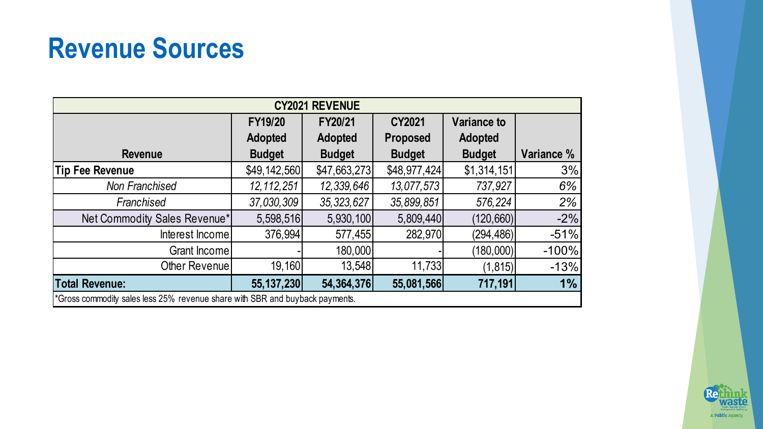# Revenue Sources

| CY2021 REVENUE | | | | | |
|---|---|---|---|---|---|
| Revenue | FY19/20 Adopted Budget | FY20/21 Adopted Budget | CY2021 Proposed Budget | Variance to Adopted Budget | Variance % |
| **Tip Fee Revenue** | $49,142,560 | $47,663,273 | $48,977,424 | $1,314,151 | 3% |
| *Non Franchised* | *12,112,251* | *12,339,646* | *13,077,573* | *737,927* | *6%* |
| *Franchised* | *37,030,309* | *35,323,627* | *35,899,851* | *576,224* | *2%* |
| Net Commodity Sales Revenue* | 5,598,516 | 5,930,100 | 5,809,440 | (120,660) | -2% |
| Interest Income | 376,994 | 577,455 | 282,970 | (294,486) | -51% |
| Grant Income | - | 180,000 | - | (180,000) | -100% |
| Other Revenue | 19,160 | 13,548 | 11,733 | (1,815) | -13% |
| **Total Revenue:** | **55,137,230** | **54,364,376** | **55,081,566** | **717,191** | **1%** |

*Gross commodity sales less 25% revenue share with SBR and buyback payments.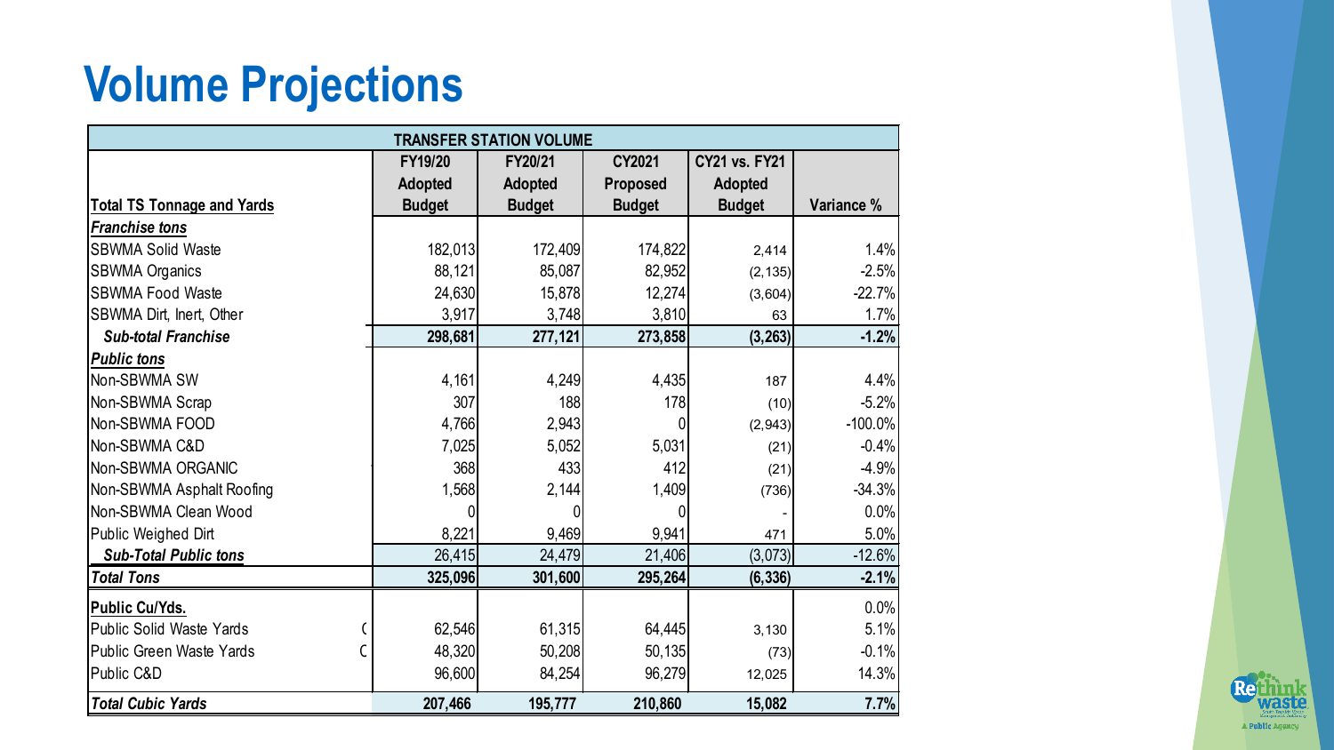# Volume Projections

| TRANSFER STATION VOLUME | | | | | |
|---|---|---|---|---|---|
| **Total TS Tonnage and Yards** | **FY19/20 Adopted Budget** | **FY20/21 Adopted Budget** | **CY2021 Proposed Budget** | **CY21 vs. FY21 Adopted Budget** | **Variance %** |
| ***Franchise tons*** | | | | | |
| SBWMA Solid Waste | 182,013 | 172,409 | 174,822 | 2,414 | 1.4% |
| SBWMA Organics | 88,121 | 85,087 | 82,952 | (2,135) | -2.5% |
| SBWMA Food Waste | 24,630 | 15,878 | 12,274 | (3,604) | -22.7% |
| SBWMA Dirt, Inert, Other | 3,917 | 3,748 | 3,810 | 63 | 1.7% |
| ***Sub-total Franchise*** | **298,681** | **277,121** | **273,858** | **(3,263)** | **-1.2%** |
| ***Public tons*** | | | | | |
| Non-SBWMA SW | 4,161 | 4,249 | 4,435 | 187 | 4.4% |
| Non-SBWMA Scrap | 307 | 188 | 178 | (10) | -5.2% |
| Non-SBWMA FOOD | 4,766 | 2,943 | 0 | (2,943) | -100.0% |
| Non-SBWMA C&D | 7,025 | 5,052 | 5,031 | (21) | -0.4% |
| Non-SBWMA ORGANIC | 368 | 433 | 412 | (21) | -4.9% |
| Non-SBWMA Asphalt Roofing | 1,568 | 2,144 | 1,409 | (736) | -34.3% |
| Non-SBWMA Clean Wood | 0 | 0 | 0 | - | 0.0% |
| Public Weighed Dirt | 8,221 | 9,469 | 9,941 | 471 | 5.0% |
| ***Sub-Total Public tons*** | 26,415 | 24,479 | 21,406 | (3,073) | -12.6% |
| ***Total Tons*** | **325,096** | **301,600** | **295,264** | **(6,336)** | **-2.1%** |
| **Public Cu/Yds.** | | | | | 0.0% |
| Public Solid Waste Yards | 62,546 | 61,315 | 64,445 | 3,130 | 5.1% |
| Public Green Waste Yards | 48,320 | 50,208 | 50,135 | (73) | -0.1% |
| Public C&D | 96,600 | 84,254 | 96,279 | 12,025 | 14.3% |
| ***Total Cubic Yards*** | **207,466** | **195,777** | **210,860** | **15,082** | **7.7%** |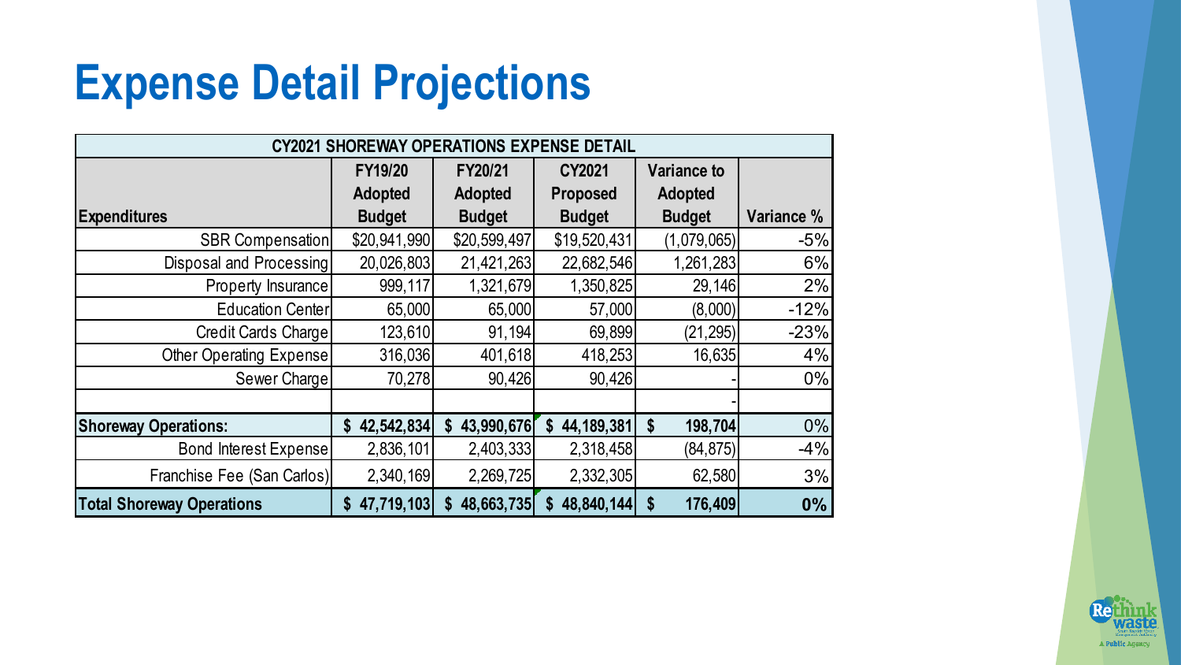# Expense Detail Projections

| CY2021 SHOREWAY OPERATIONS EXPENSE DETAIL | | | | | |
|---|---|---|---|---|---|
| **Expenditures** | **FY19/20 Adopted Budget** | **FY20/21 Adopted Budget** | **CY2021 Proposed Budget** | **Variance to Adopted Budget** | **Variance %** |
| SBR Compensation | $20,941,990 | $20,599,497 | $19,520,431 | (1,079,065) | -5% |
| Disposal and Processing | 20,026,803 | 21,421,263 | 22,682,546 | 1,261,283 | 6% |
| Property Insurance | 999,117 | 1,321,679 | 1,350,825 | 29,146 | 2% |
| Education Center | 65,000 | 65,000 | 57,000 | (8,000) | -12% |
| Credit Cards Charge | 123,610 | 91,194 | 69,899 | (21,295) | -23% |
| Other Operating Expense | 316,036 | 401,618 | 418,253 | 16,635 | 4% |
| Sewer Charge | 70,278 | 90,426 | 90,426 | - | 0% |
| | | | | - | |
| **Shoreway Operations:** | **$ 42,542,834** | **$ 43,990,676** | **$ 44,189,381** | **$ 198,704** | 0% |
| Bond Interest Expense | 2,836,101 | 2,403,333 | 2,318,458 | (84,875) | -4% |
| Franchise Fee (San Carlos) | 2,340,169 | 2,269,725 | 2,332,305 | 62,580 | 3% |
| **Total Shoreway Operations** | **$ 47,719,103** | **$ 48,663,735** | **$ 48,840,144** | **$ 176,409** | **0%** |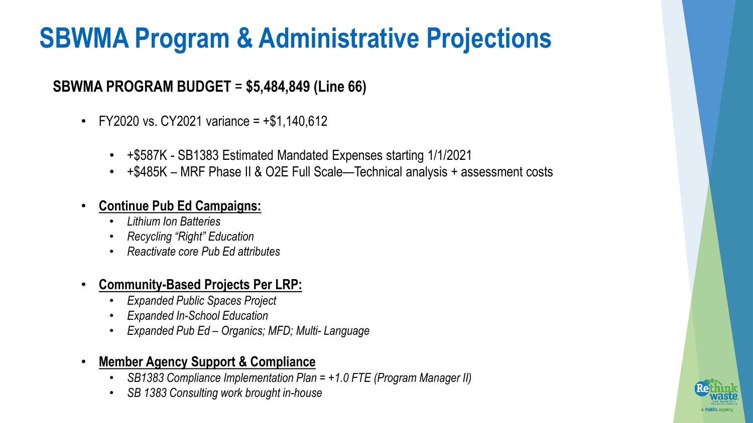# SBWMA Program & Administrative Projections

**SBWMA PROGRAM BUDGET = $5,484,849 (Line 66)**

- FY2020 vs. CY2021 variance = +$1,140,612
  - +$587K - SB1383 Estimated Mandated Expenses starting 1/1/2021
  - +$485K – MRF Phase II & O2E Full Scale—Technical analysis + assessment costs
- **Continue Pub Ed Campaigns:**
  - *Lithium Ion Batteries*
  - *Recycling "Right" Education*
  - *Reactivate core Pub Ed attributes*
- **Community-Based Projects Per LRP:**
  - *Expanded Public Spaces Project*
  - *Expanded In-School Education*
  - *Expanded Pub Ed – Organics; MFD; Multi- Language*
- **Member Agency Support & Compliance**
  - *SB1383 Compliance Implementation Plan = +1.0 FTE (Program Manager II)*
  - *SB 1383 Consulting work brought in-house*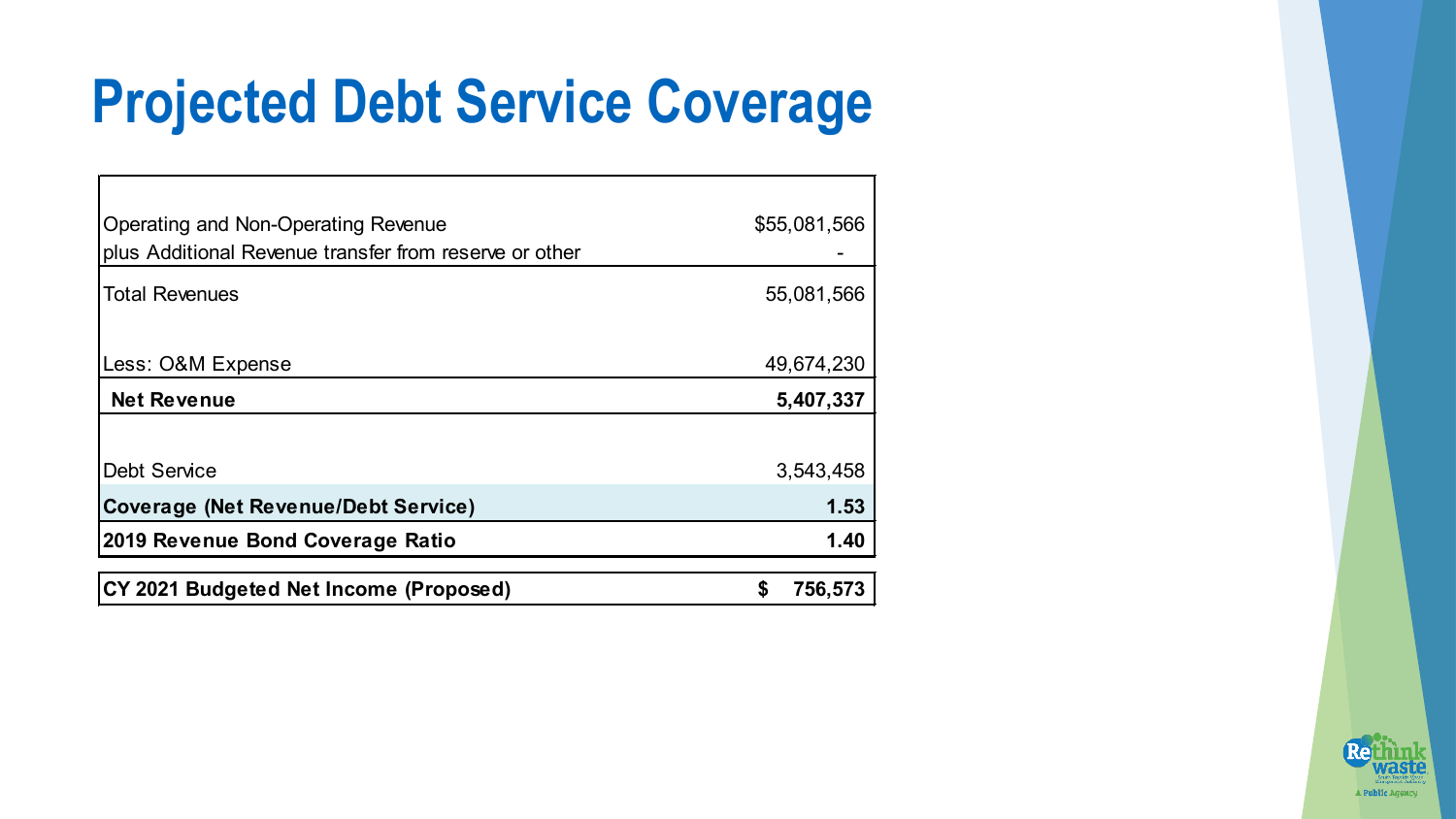# Projected Debt Service Coverage

| | |
|---|---|
| Operating and Non-Operating Revenue | $55,081,566 |
| plus Additional Revenue transfer from reserve or other | - |
| Total Revenues | 55,081,566 |
| Less: O&M Expense | 49,674,230 |
| **Net Revenue** | **5,407,337** |
| Debt Service | 3,543,458 |
| **Coverage (Net Revenue/Debt Service)** | **1.53** |
| **2019 Revenue Bond Coverage Ratio** | **1.40** |
| **CY 2021 Budgeted Net Income (Proposed)** | **$ 756,573** |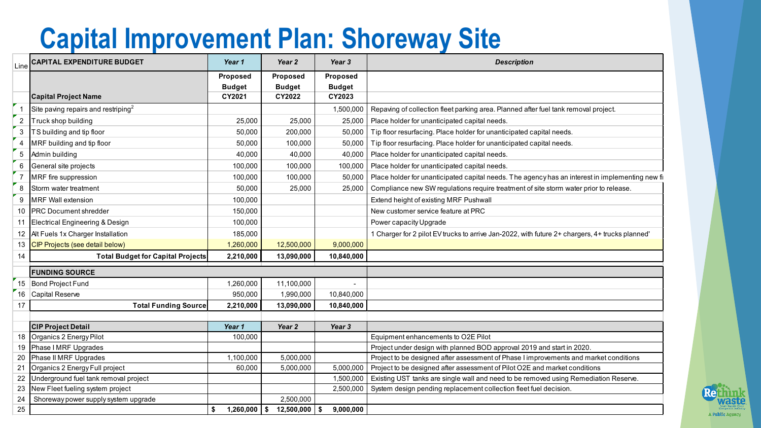# Capital Improvement Plan: Shoreway Site

| Line | CAPITAL EXPENDITURE BUDGET | Year 1 | Year 2 | Year 3 | Description |
|---|---|---|---|---|---|
| | Capital Project Name | Proposed Budget CY2021 | Proposed Budget CY2022 | Proposed Budget CY2023 | |
| 1 | Site paving repairs and restriping[2] | | | 1,500,000 | Repaving of collection fleet parking area. Planned after fuel tank removal project. |
| 2 | Truck shop building | 25,000 | 25,000 | 25,000 | Place holder for unanticipated capital needs. |
| 3 | TS building and tip floor | 50,000 | 200,000 | 50,000 | Tip floor resurfacing. Place holder for unanticipated capital needs. |
| 4 | MRF building and tip floor | 50,000 | 100,000 | 50,000 | Tip floor resurfacing. Place holder for unanticipated capital needs. |
| 5 | Admin building | 40,000 | 40,000 | 40,000 | Place holder for unanticipated capital needs. |
| 6 | General site projects | 100,000 | 100,000 | 100,000 | Place holder for unanticipated capital needs. |
| 7 | MRF fire suppression | 100,000 | 100,000 | 50,000 | Place holder for unanticipated capital needs. The agency has an interest in implementing new fi |
| 8 | Storm water treatment | 50,000 | 25,000 | 25,000 | Compliance new SW regulations require treatment of site storm water prior to release. |
| 9 | MRF Wall extension | 100,000 | | | Extend height of existing MRF Pushwall |
| 10 | PRC Document shredder | 150,000 | | | New customer service feature at PRC |
| 11 | Electrical Engineering & Design | 100,000 | | | Power capacity Upgrade |
| 12 | Alt Fuels 1x Charger Installation | 185,000 | | | 1 Charger for 2 pilot EV trucks to arrive Jan-2022, with future 2+ chargers, 4+ trucks planned' |
| 13 | CIP Projects (see detail below) | 1,260,000 | 12,500,000 | 9,000,000 | |
| 14 | **Total Budget for Capital Projects** | **2,210,000** | **13,090,000** | **10,840,000** | |
| | **FUNDING SOURCE** | | | | |
| 15 | Bond Project Fund | 1,260,000 | 11,100,000 | - | |
| 16 | Capital Reserve | 950,000 | 1,990,000 | 10,840,000 | |
| 17 | **Total Funding Source** | **2,210,000** | **13,090,000** | **10,840,000** | |
| | **CIP Project Detail** | **Year 1** | **Year 2** | **Year 3** | |
| 18 | Organics 2 Energy Pilot | 100,000 | | | Equipment enhancements to O2E Pilot |
| 19 | Phase I MRF Upgrades | | | | Project under design with planned BOD approval 2019 and start in 2020. |
| 20 | Phase II MRF Upgrades | 1,100,000 | 5,000,000 | | Project to be designed after assessment of Phase I improvements and market conditions |
| 21 | Organics 2 Energy Full project | 60,000 | 5,000,000 | 5,000,000 | Project to be designed after assessment of Pilot O2E and market conditions |
| 22 | Underground fuel tank removal project | | | 1,500,000 | Existing UST tanks are single wall and need to be removed using Remediation Reserve. |
| 23 | New Fleet fueling system project | | | 2,500,000 | System design pending replacement collection fleet fuel decision. |
| 24 | Shoreway power supply system upgrade | | 2,500,000 | | |
| 25 | | **$ 1,260,000** | **$ 12,500,000** | **$ 9,000,000** | |

Rethink Waste
A Public Agency